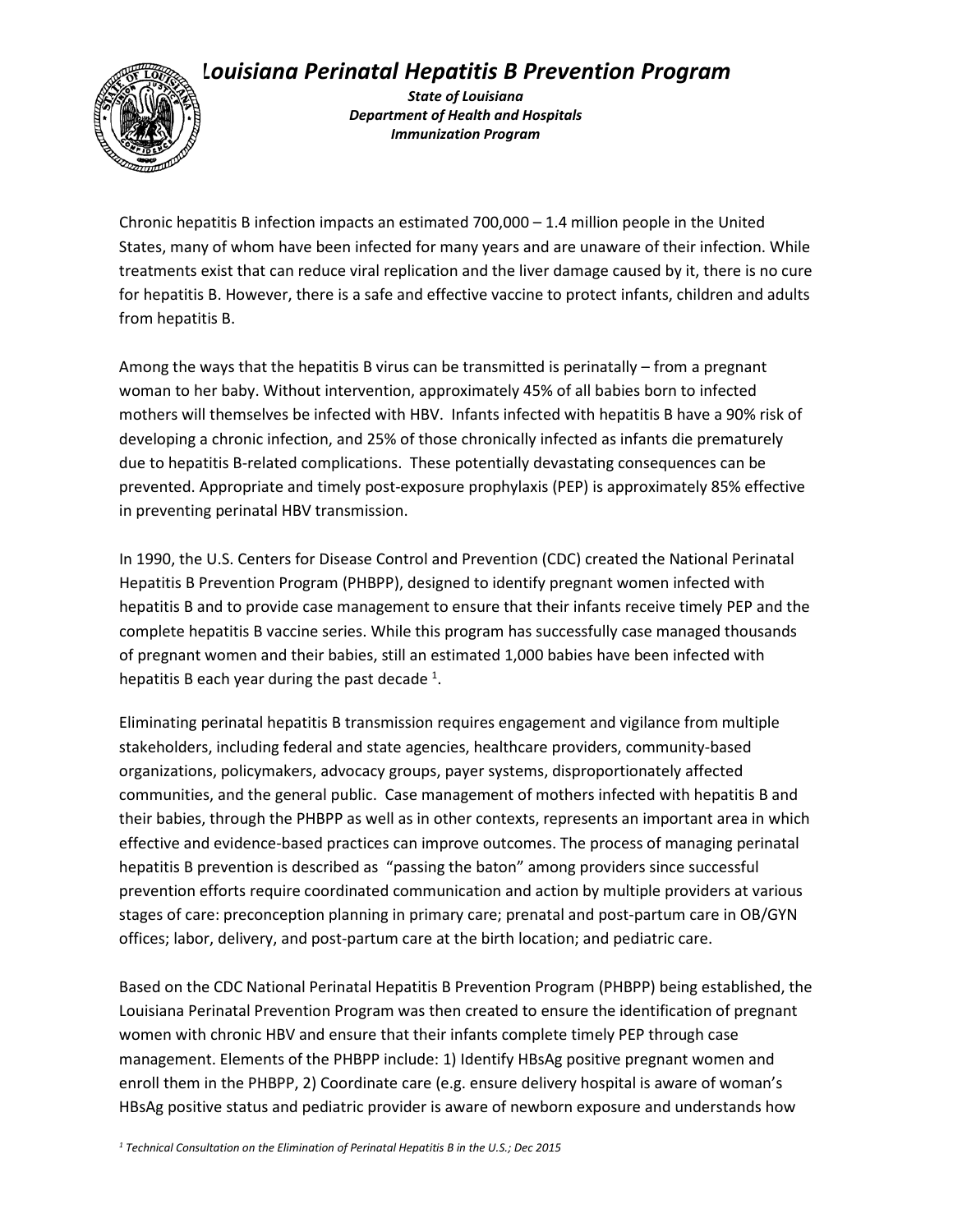# Louisiana Perinatal Hepatitis B Prevention Program

***State of Louisiana***
***Department of Health and Hospitals***
***Immunization Program***

Chronic hepatitis B infection impacts an estimated 700,000 – 1.4 million people in the United States, many of whom have been infected for many years and are unaware of their infection. While treatments exist that can reduce viral replication and the liver damage caused by it, there is no cure for hepatitis B. However, there is a safe and effective vaccine to protect infants, children and adults from hepatitis B.

Among the ways that the hepatitis B virus can be transmitted is perinatally – from a pregnant woman to her baby. Without intervention, approximately 45% of all babies born to infected mothers will themselves be infected with HBV. Infants infected with hepatitis B have a 90% risk of developing a chronic infection, and 25% of those chronically infected as infants die prematurely due to hepatitis B-related complications. These potentially devastating consequences can be prevented. Appropriate and timely post-exposure prophylaxis (PEP) is approximately 85% effective in preventing perinatal HBV transmission.

In 1990, the U.S. Centers for Disease Control and Prevention (CDC) created the National Perinatal Hepatitis B Prevention Program (PHBPP), designed to identify pregnant women infected with hepatitis B and to provide case management to ensure that their infants receive timely PEP and the complete hepatitis B vaccine series. While this program has successfully case managed thousands of pregnant women and their babies, still an estimated 1,000 babies have been infected with hepatitis B each year during the past decade [1].

Eliminating perinatal hepatitis B transmission requires engagement and vigilance from multiple stakeholders, including federal and state agencies, healthcare providers, community-based organizations, policymakers, advocacy groups, payer systems, disproportionately affected communities, and the general public. Case management of mothers infected with hepatitis B and their babies, through the PHBPP as well as in other contexts, represents an important area in which effective and evidence-based practices can improve outcomes. The process of managing perinatal hepatitis B prevention is described as "passing the baton" among providers since successful prevention efforts require coordinated communication and action by multiple providers at various stages of care: preconception planning in primary care; prenatal and post-partum care in OB/GYN offices; labor, delivery, and post-partum care at the birth location; and pediatric care.

Based on the CDC National Perinatal Hepatitis B Prevention Program (PHBPP) being established, the Louisiana Perinatal Prevention Program was then created to ensure the identification of pregnant women with chronic HBV and ensure that their infants complete timely PEP through case management. Elements of the PHBPP include: 1) Identify HBsAg positive pregnant women and enroll them in the PHBPP, 2) Coordinate care (e.g. ensure delivery hospital is aware of woman's HBsAg positive status and pediatric provider is aware of newborn exposure and understands how

*[1] Technical Consultation on the Elimination of Perinatal Hepatitis B in the U.S.; Dec 2015*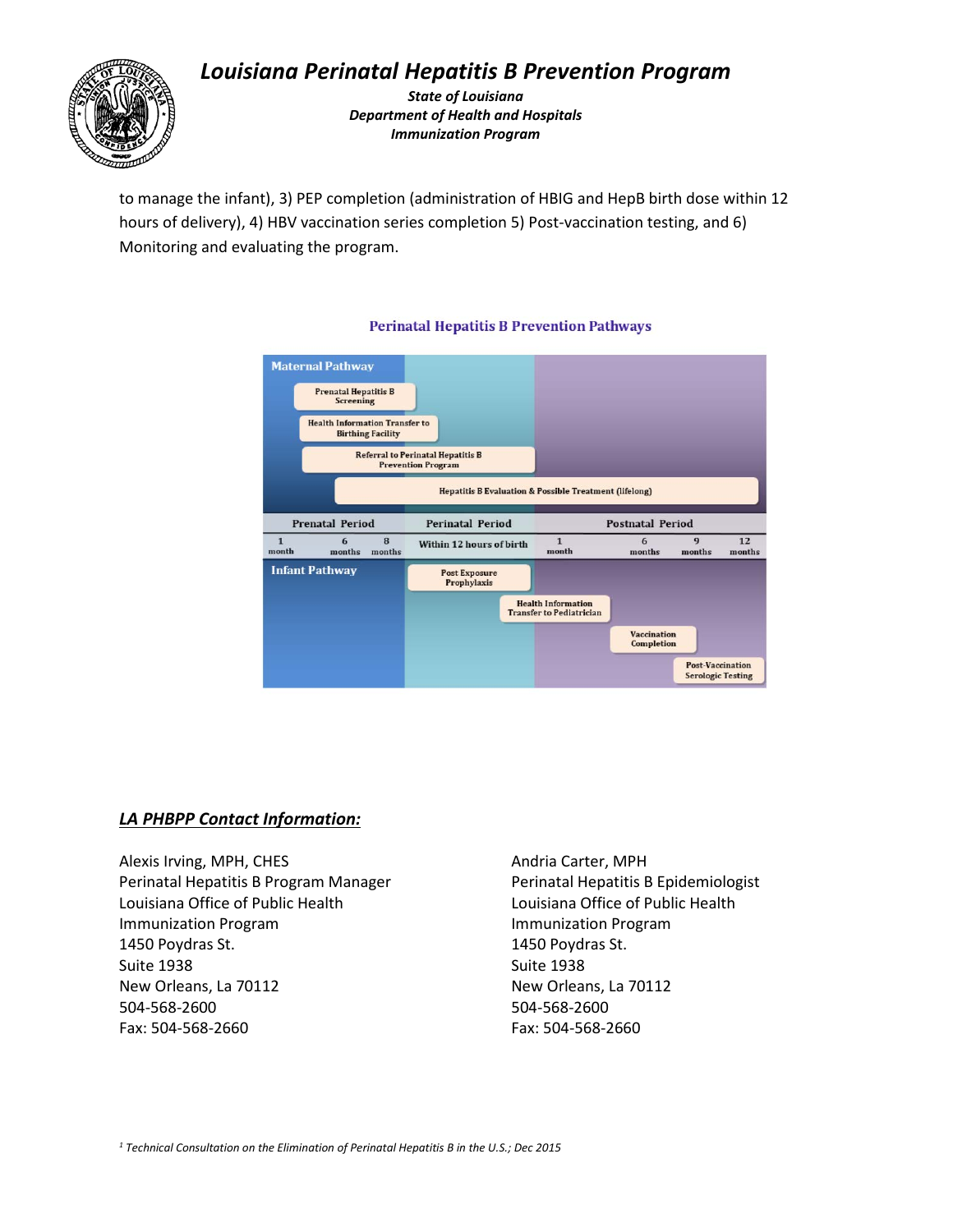# Louisiana Perinatal Hepatitis B Prevention Program

***State of Louisiana***
***Department of Health and Hospitals***
***Immunization Program***

to manage the infant), 3) PEP completion (administration of HBIG and HepB birth dose within 12 hours of delivery), 4) HBV vaccination series completion 5) Post-vaccination testing, and 6) Monitoring and evaluating the program.

Perinatal Hepatitis B Prevention Pathways

Maternal Pathway

Prenatal Hepatitis B Screening

Health Information Transfer to Birthing Facility

Referral to Perinatal Hepatitis B Prevention Program

Hepatitis B Evaluation & Possible Treatment (lifelong)

Prenatal Period | Perinatal Period | Postnatal Period

1 month | 6 months | 8 months | Within 12 hours of birth | 1 month | 6 months | 9 months | 12 months

Infant Pathway

Post Exposure Prophylaxis

Health Information Transfer to Pediatrician

Vaccination Completion

Post-Vaccination Serologic Testing

## *LA PHBPP Contact Information:*

Alexis Irving, MPH, CHES
Perinatal Hepatitis B Program Manager
Louisiana Office of Public Health
Immunization Program
1450 Poydras St.
Suite 1938
New Orleans, La 70112
504-568-2600
Fax: 504-568-2660

Andria Carter, MPH
Perinatal Hepatitis B Epidemiologist
Louisiana Office of Public Health
Immunization Program
1450 Poydras St.
Suite 1938
New Orleans, La 70112
504-568-2600
Fax: 504-568-2660

[1] *Technical Consultation on the Elimination of Perinatal Hepatitis B in the U.S.; Dec 2015*